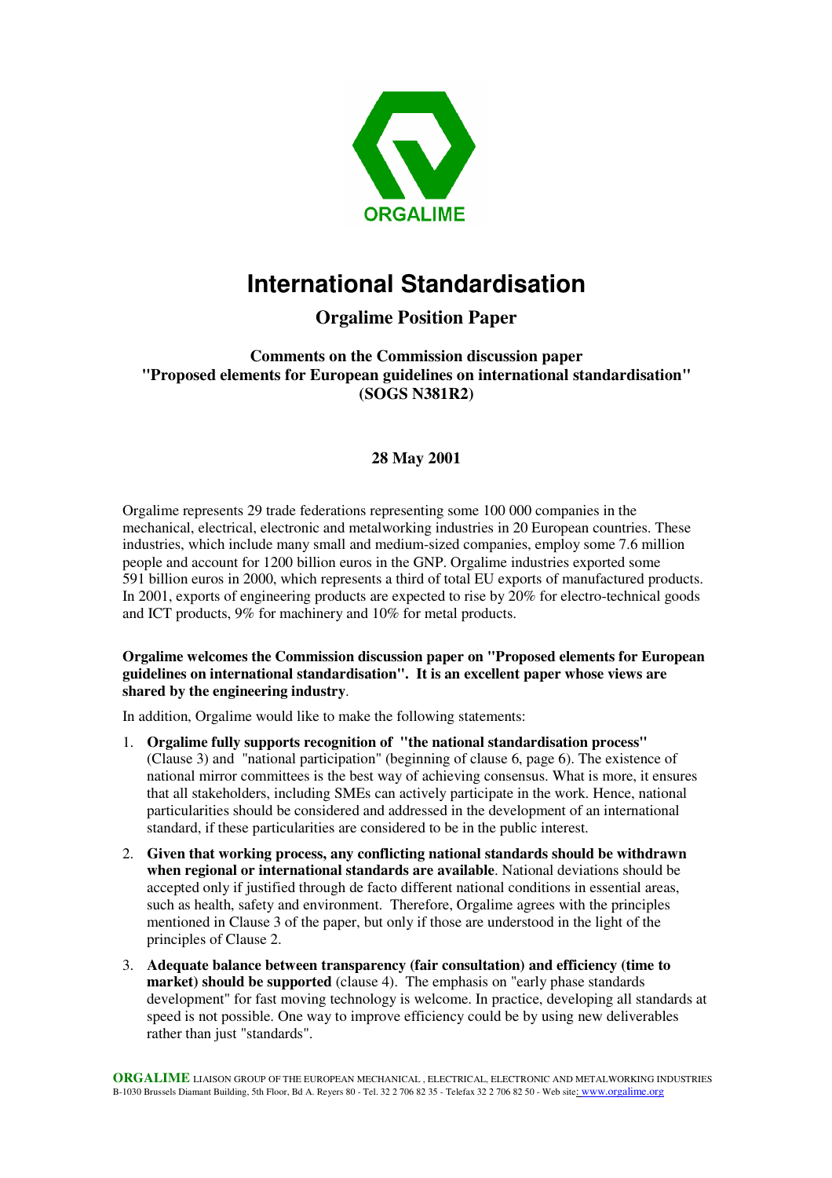ORGALIME

# International Standardisation

## Orgalime Position Paper

### Comments on the Commission discussion paper "Proposed elements for European guidelines on international standardisation" (SOGS N381R2)

**28 May 2001**

Orgalime represents 29 trade federations representing some 100 000 companies in the mechanical, electrical, electronic and metalworking industries in 20 European countries. These industries, which include many small and medium-sized companies, employ some 7.6 million people and account for 1200 billion euros in the GNP. Orgalime industries exported some 591 billion euros in 2000, which represents a third of total EU exports of manufactured products. In 2001, exports of engineering products are expected to rise by 20% for electro-technical goods and ICT products, 9% for machinery and 10% for metal products.

**Orgalime welcomes the Commission discussion paper on "Proposed elements for European guidelines on international standardisation". It is an excellent paper whose views are shared by the engineering industry**.

In addition, Orgalime would like to make the following statements:

1. **Orgalime fully supports recognition of "the national standardisation process"** (Clause 3) and "national participation" (beginning of clause 6, page 6). The existence of national mirror committees is the best way of achieving consensus. What is more, it ensures that all stakeholders, including SMEs can actively participate in the work. Hence, national particularities should be considered and addressed in the development of an international standard, if these particularities are considered to be in the public interest.
2. **Given that working process, any conflicting national standards should be withdrawn when regional or international standards are available**. National deviations should be accepted only if justified through de facto different national conditions in essential areas, such as health, safety and environment. Therefore, Orgalime agrees with the principles mentioned in Clause 3 of the paper, but only if those are understood in the light of the principles of Clause 2.
3. **Adequate balance between transparency (fair consultation) and efficiency (time to market) should be supported** (clause 4). The emphasis on "early phase standards development" for fast moving technology is welcome. In practice, developing all standards at speed is not possible. One way to improve efficiency could be by using new deliverables rather than just "standards".

**ORGALIME** LIAISON GROUP OF THE EUROPEAN MECHANICAL , ELECTRICAL, ELECTRONIC AND METALWORKING INDUSTRIES
B-1030 Brussels Diamant Building, 5th Floor, Bd A. Reyers 80 - Tel. 32 2 706 82 35 - Telefax 32 2 706 82 50 - Web site: www.orgalime.org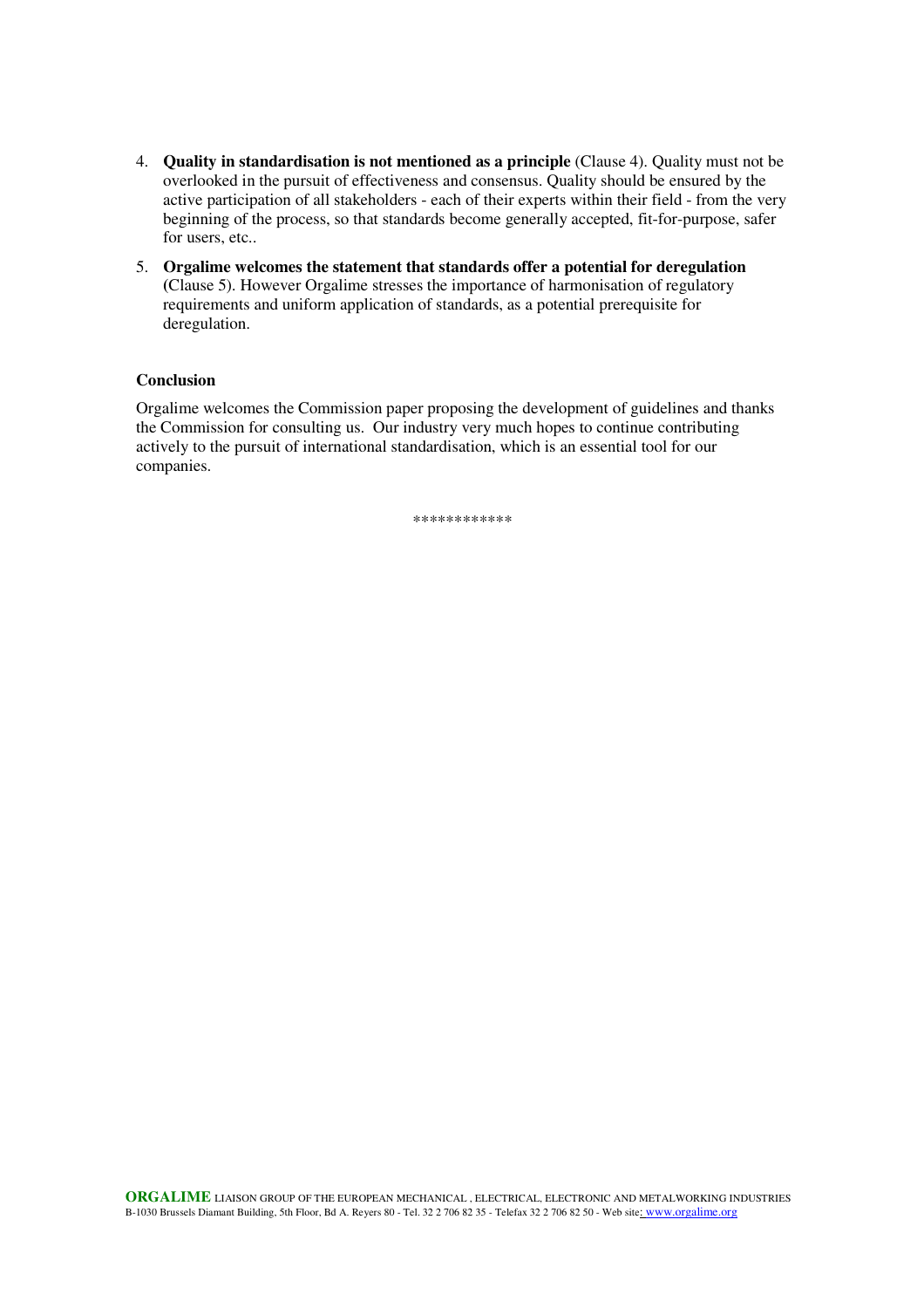4. **Quality in standardisation is not mentioned as a principle** (Clause 4). Quality must not be overlooked in the pursuit of effectiveness and consensus. Quality should be ensured by the active participation of all stakeholders - each of their experts within their field - from the very beginning of the process, so that standards become generally accepted, fit-for-purpose, safer for users, etc..

5. **Orgalime welcomes the statement that standards offer a potential for deregulation** (Clause 5). However Orgalime stresses the importance of harmonisation of regulatory requirements and uniform application of standards, as a potential prerequisite for deregulation.

**Conclusion**

Orgalime welcomes the Commission paper proposing the development of guidelines and thanks the Commission for consulting us. Our industry very much hopes to continue contributing actively to the pursuit of international standardisation, which is an essential tool for our companies.

************